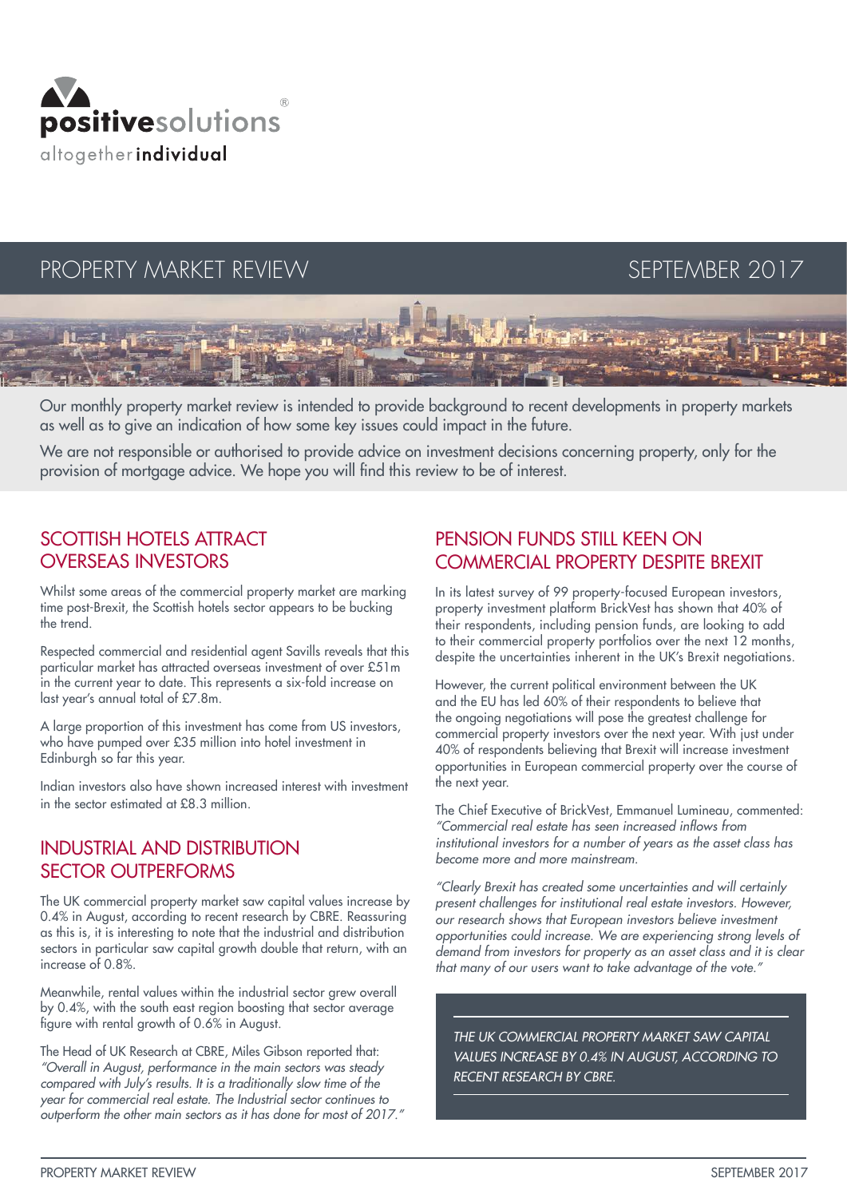positivesolutions®

altogether individual

# PROPERTY MARKET REVIEW

SEPTEMBER 2017

Our monthly property market review is intended to provide background to recent developments in property markets as well as to give an indication of how some key issues could impact in the future.

We are not responsible or authorised to provide advice on investment decisions concerning property, only for the provision of mortgage advice. We hope you will find this review to be of interest.

## SCOTTISH HOTELS ATTRACT OVERSEAS INVESTORS

Whilst some areas of the commercial property market are marking time post-Brexit, the Scottish hotels sector appears to be bucking the trend.

Respected commercial and residential agent Savills reveals that this particular market has attracted overseas investment of over £51m in the current year to date. This represents a six-fold increase on last year's annual total of £7.8m.

A large proportion of this investment has come from US investors, who have pumped over £35 million into hotel investment in Edinburgh so far this year.

Indian investors also have shown increased interest with investment in the sector estimated at £8.3 million.

## INDUSTRIAL AND DISTRIBUTION SECTOR OUTPERFORMS

The UK commercial property market saw capital values increase by 0.4% in August, according to recent research by CBRE. Reassuring as this is, it is interesting to note that the industrial and distribution sectors in particular saw capital growth double that return, with an increase of 0.8%.

Meanwhile, rental values within the industrial sector grew overall by 0.4%, with the south east region boosting that sector average figure with rental growth of 0.6% in August.

The Head of UK Research at CBRE, Miles Gibson reported that: *"Overall in August, performance in the main sectors was steady compared with July's results. It is a traditionally slow time of the year for commercial real estate. The Industrial sector continues to outperform the other main sectors as it has done for most of 2017."*

## PENSION FUNDS STILL KEEN ON COMMERCIAL PROPERTY DESPITE BREXIT

In its latest survey of 99 property-focused European investors, property investment platform BrickVest has shown that 40% of their respondents, including pension funds, are looking to add to their commercial property portfolios over the next 12 months, despite the uncertainties inherent in the UK's Brexit negotiations.

However, the current political environment between the UK and the EU has led 60% of their respondents to believe that the ongoing negotiations will pose the greatest challenge for commercial property investors over the next year. With just under 40% of respondents believing that Brexit will increase investment opportunities in European commercial property over the course of the next year.

The Chief Executive of BrickVest, Emmanuel Lumineau, commented: *"Commercial real estate has seen increased inflows from institutional investors for a number of years as the asset class has become more and more mainstream.*

*"Clearly Brexit has created some uncertainties and will certainly present challenges for institutional real estate investors. However, our research shows that European investors believe investment opportunities could increase. We are experiencing strong levels of demand from investors for property as an asset class and it is clear that many of our users want to take advantage of the vote."*

*THE UK COMMERCIAL PROPERTY MARKET SAW CAPITAL VALUES INCREASE BY 0.4% IN AUGUST, ACCORDING TO RECENT RESEARCH BY CBRE.*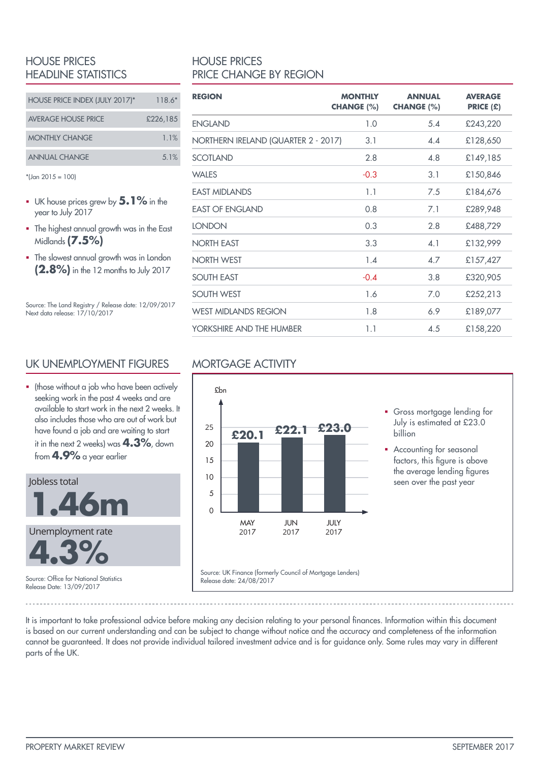## HOUSE PRICES
## HEADLINE STATISTICS

| | |
|---|---|
| HOUSE PRICE INDEX (JULY 2017)* | 118.6* |
| AVERAGE HOUSE PRICE | £226,185 |
| MONTHLY CHANGE | 1.1% |
| ANNUAL CHANGE | 5.1% |

*(Jan 2015 = 100)

- UK house prices grew by **5.1%** in the year to July 2017
- The highest annual growth was in the East Midlands **(7.5%)**
- The slowest annual growth was in London **(2.8%)** in the 12 months to July 2017

Source: The Land Registry / Release date: 12/09/2017
Next data release: 17/10/2017

## HOUSE PRICES
## PRICE CHANGE BY REGION

| REGION | MONTHLY CHANGE (%) | ANNUAL CHANGE (%) | AVERAGE PRICE (£) |
|---|---|---|---|
| ENGLAND | 1.0 | 5.4 | £243,220 |
| NORTHERN IRELAND (QUARTER 2 - 2017) | 3.1 | 4.4 | £128,650 |
| SCOTLAND | 2.8 | 4.8 | £149,185 |
| WALES | -0.3 | 3.1 | £150,846 |
| EAST MIDLANDS | 1.1 | 7.5 | £184,676 |
| EAST OF ENGLAND | 0.8 | 7.1 | £289,948 |
| LONDON | 0.3 | 2.8 | £488,729 |
| NORTH EAST | 3.3 | 4.1 | £132,999 |
| NORTH WEST | 1.4 | 4.7 | £157,427 |
| SOUTH EAST | -0.4 | 3.8 | £320,905 |
| SOUTH WEST | 1.6 | 7.0 | £252,213 |
| WEST MIDLANDS REGION | 1.8 | 6.9 | £189,077 |
| YORKSHIRE AND THE HUMBER | 1.1 | 4.5 | £158,220 |

## UK UNEMPLOYMENT FIGURES

- (those without a job who have been actively seeking work in the past 4 weeks and are available to start work in the next 2 weeks. It also includes those who are out of work but have found a job and are waiting to start it in the next 2 weeks) was **4.3%**, down from **4.9%** a year earlier

Jobless total
**1.46m**

Unemployment rate
**4.3%**

Source: Office for National Statistics
Release Date: 13/09/2017

## MORTGAGE ACTIVITY

£bn
25
20
15
10
5
0
£20.1
£22.1
£23.0
MAY 2017
JUN 2017
JULY 2017

- Gross mortgage lending for July is estimated at £23.0 billion
- Accounting for seasonal factors, this figure is above the average lending figures seen over the past year

Source: UK Finance (formerly Council of Mortgage Lenders)
Release date: 24/08/2017

It is important to take professional advice before making any decision relating to your personal finances. Information within this document is based on our current understanding and can be subject to change without notice and the accuracy and completeness of the information cannot be guaranteed. It does not provide individual tailored investment advice and is for guidance only. Some rules may vary in different parts of the UK.